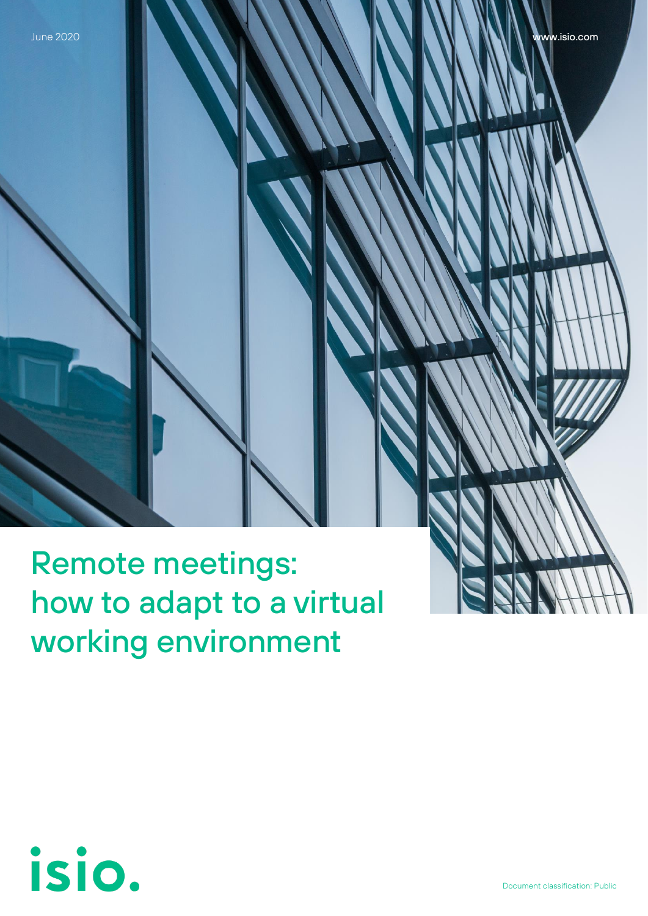June 2020

www.isio.com

# Remote meetings: how to adapt to a virtual working environment

isio.

Document classification: Public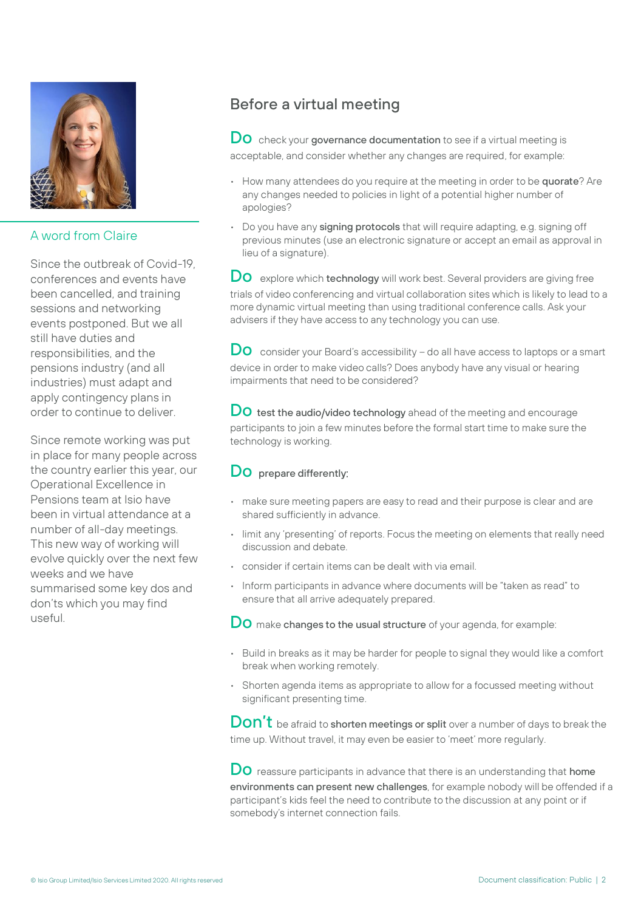### A word from Claire

Since the outbreak of Covid-19, conferences and events have been cancelled, and training sessions and networking events postponed. But we all still have duties and responsibilities, and the pensions industry (and all industries) must adapt and apply contingency plans in order to continue to deliver.

Since remote working was put in place for many people across the country earlier this year, our Operational Excellence in Pensions team at Isio have been in virtual attendance at a number of all-day meetings. This new way of working will evolve quickly over the next few weeks and we have summarised some key dos and don'ts which you may find useful.

## Before a virtual meeting

**Do** check your **governance documentation** to see if a virtual meeting is acceptable, and consider whether any changes are required, for example:

- How many attendees do you require at the meeting in order to be **quorate**? Are any changes needed to policies in light of a potential higher number of apologies?
- Do you have any **signing protocols** that will require adapting, e.g. signing off previous minutes (use an electronic signature or accept an email as approval in lieu of a signature).

**Do** explore which **technology** will work best. Several providers are giving free trials of video conferencing and virtual collaboration sites which is likely to lead to a more dynamic virtual meeting than using traditional conference calls. Ask your advisers if they have access to any technology you can use.

**Do** consider your Board's accessibility – do all have access to laptops or a smart device in order to make video calls? Does anybody have any visual or hearing impairments that need to be considered?

**Do** **test the audio/video technology** ahead of the meeting and encourage participants to join a few minutes before the formal start time to make sure the technology is working.

**Do** **prepare differently:**

- make sure meeting papers are easy to read and their purpose is clear and are shared sufficiently in advance.
- limit any 'presenting' of reports. Focus the meeting on elements that really need discussion and debate.
- consider if certain items can be dealt with via email.
- Inform participants in advance where documents will be "taken as read" to ensure that all arrive adequately prepared.

**Do** make **changes to the usual structure** of your agenda, for example:

- Build in breaks as it may be harder for people to signal they would like a comfort break when working remotely.
- Shorten agenda items as appropriate to allow for a focussed meeting without significant presenting time.

**Don't** be afraid to **shorten meetings or split** over a number of days to break the time up. Without travel, it may even be easier to 'meet' more regularly.

**Do** reassure participants in advance that there is an understanding that **home environments can present new challenges**, for example nobody will be offended if a participant's kids feel the need to contribute to the discussion at any point or if somebody's internet connection fails.

© Isio Group Limited/Isio Services Limited 2020. All rights reserved

Document classification: Public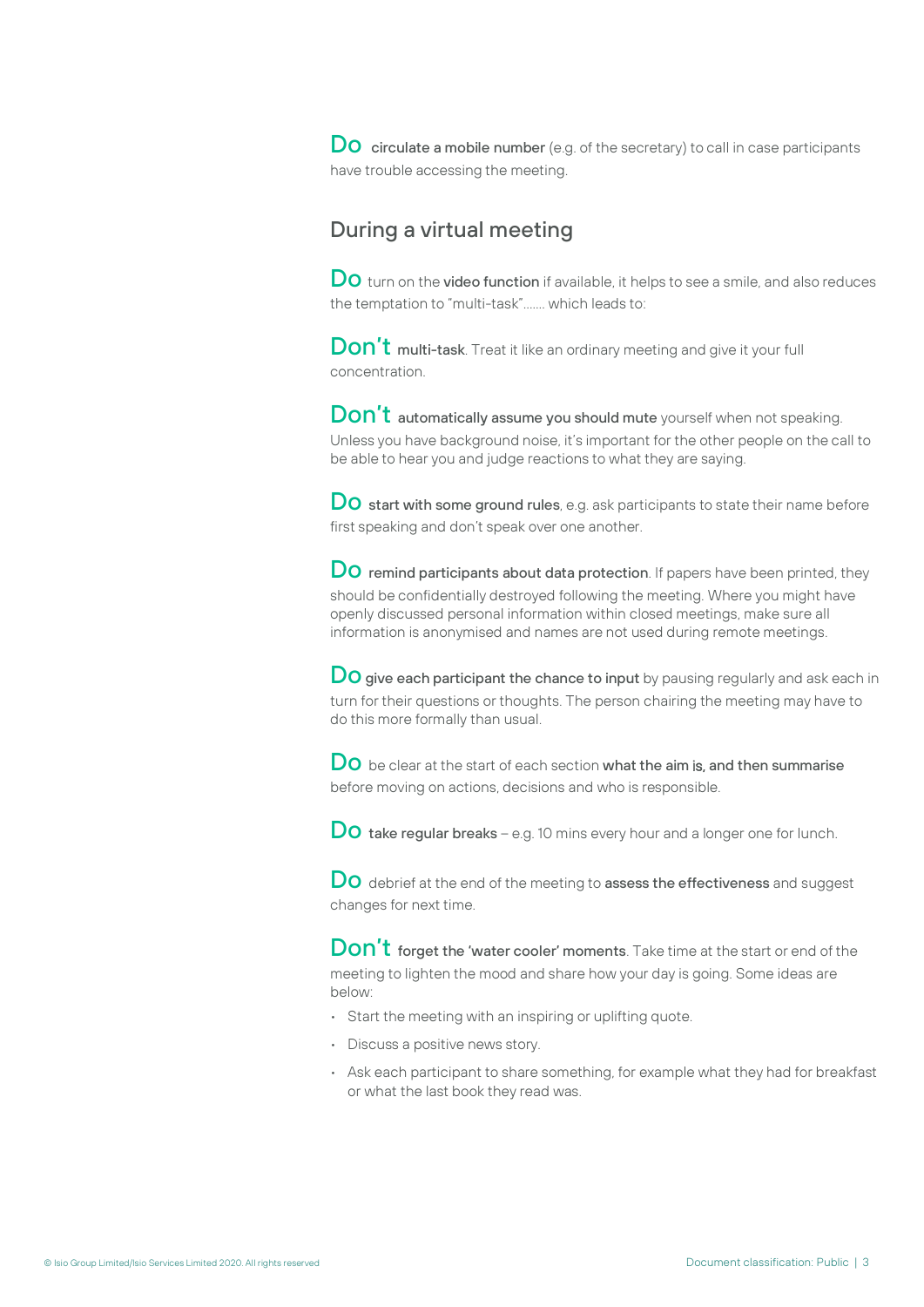**Do** **circulate a mobile number** (e.g. of the secretary) to call in case participants have trouble accessing the meeting.

## During a virtual meeting

**Do** turn on the **video function** if available, it helps to see a smile, and also reduces the temptation to "multi-task"……. which leads to:

**Don't** **multi-task**. Treat it like an ordinary meeting and give it your full concentration.

**Don't** **automatically assume you should mute** yourself when not speaking. Unless you have background noise, it's important for the other people on the call to be able to hear you and judge reactions to what they are saying.

**Do** **start with some ground rules**, e.g. ask participants to state their name before first speaking and don't speak over one another.

**Do** **remind participants about data protection**. If papers have been printed, they should be confidentially destroyed following the meeting. Where you might have openly discussed personal information within closed meetings, make sure all information is anonymised and names are not used during remote meetings.

**Do** **give each participant the chance to input** by pausing regularly and ask each in turn for their questions or thoughts. The person chairing the meeting may have to do this more formally than usual.

**Do** be clear at the start of each section **what the aim is, and then summarise** before moving on actions, decisions and who is responsible.

**Do** **take regular breaks** – e.g. 10 mins every hour and a longer one for lunch.

**Do** debrief at the end of the meeting to **assess the effectiveness** and suggest changes for next time.

**Don't** **forget the 'water cooler' moments**. Take time at the start or end of the meeting to lighten the mood and share how your day is going. Some ideas are below:

- Start the meeting with an inspiring or uplifting quote.
- Discuss a positive news story.
- Ask each participant to share something, for example what they had for breakfast or what the last book they read was.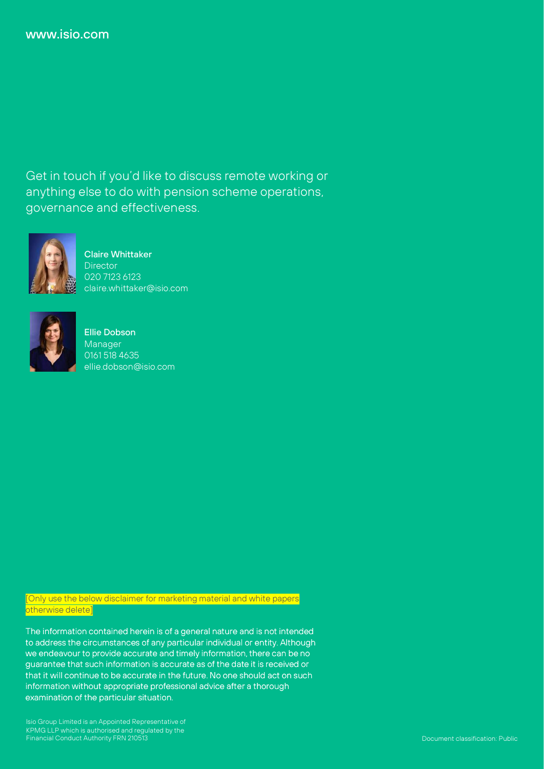www.isio.com

Get in touch if you'd like to discuss remote working or anything else to do with pension scheme operations, governance and effectiveness.

**Claire Whittaker**
Director
020 7123 6123
claire.whittaker@isio.com

**Ellie Dobson**
Manager
0161 518 4635
ellie.dobson@isio.com

[Only use the below disclaimer for marketing material and white papers otherwise delete]

The information contained herein is of a general nature and is not intended to address the circumstances of any particular individual or entity. Although we endeavour to provide accurate and timely information, there can be no guarantee that such information is accurate as of the date it is received or that it will continue to be accurate in the future. No one should act on such information without appropriate professional advice after a thorough examination of the particular situation.

Isio Group Limited is an Appointed Representative of KPMG LLP which is authorised and regulated by the Financial Conduct Authority FRN 210513

Document classification: Public